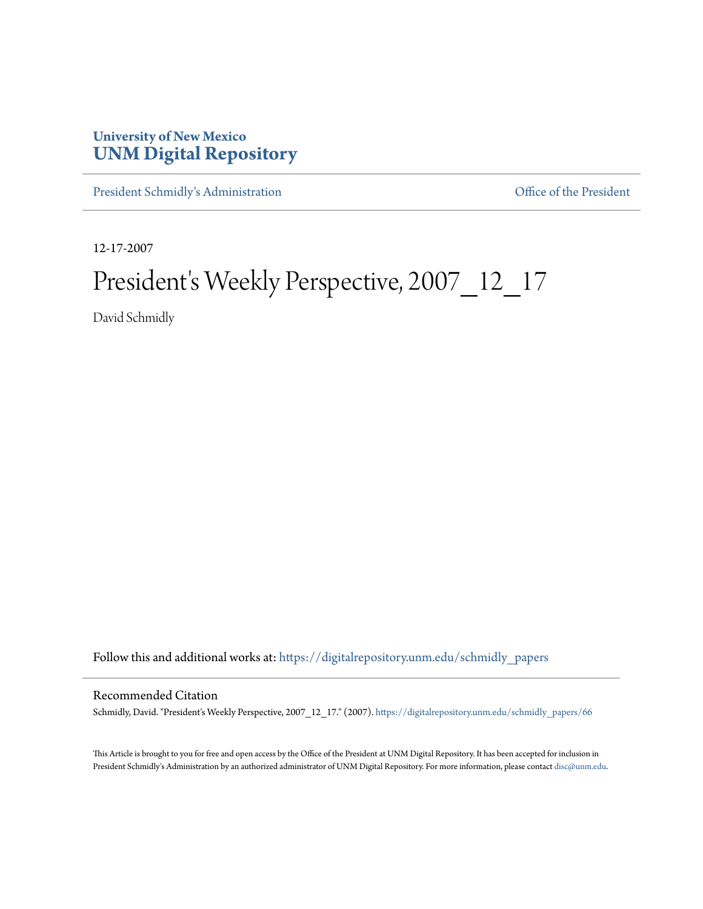University of New Mexico
**UNM Digital Repository**

President Schmidly's Administration | Office of the President

12-17-2007

# President's Weekly Perspective, 2007_12_17

David Schmidly

Follow this and additional works at: https://digitalrepository.unm.edu/schmidly_papers

## Recommended Citation

Schmidly, David. "President's Weekly Perspective, 2007_12_17." (2007). https://digitalrepository.unm.edu/schmidly_papers/66

This Article is brought to you for free and open access by the Office of the President at UNM Digital Repository. It has been accepted for inclusion in President Schmidly's Administration by an authorized administrator of UNM Digital Repository. For more information, please contact disc@unm.edu.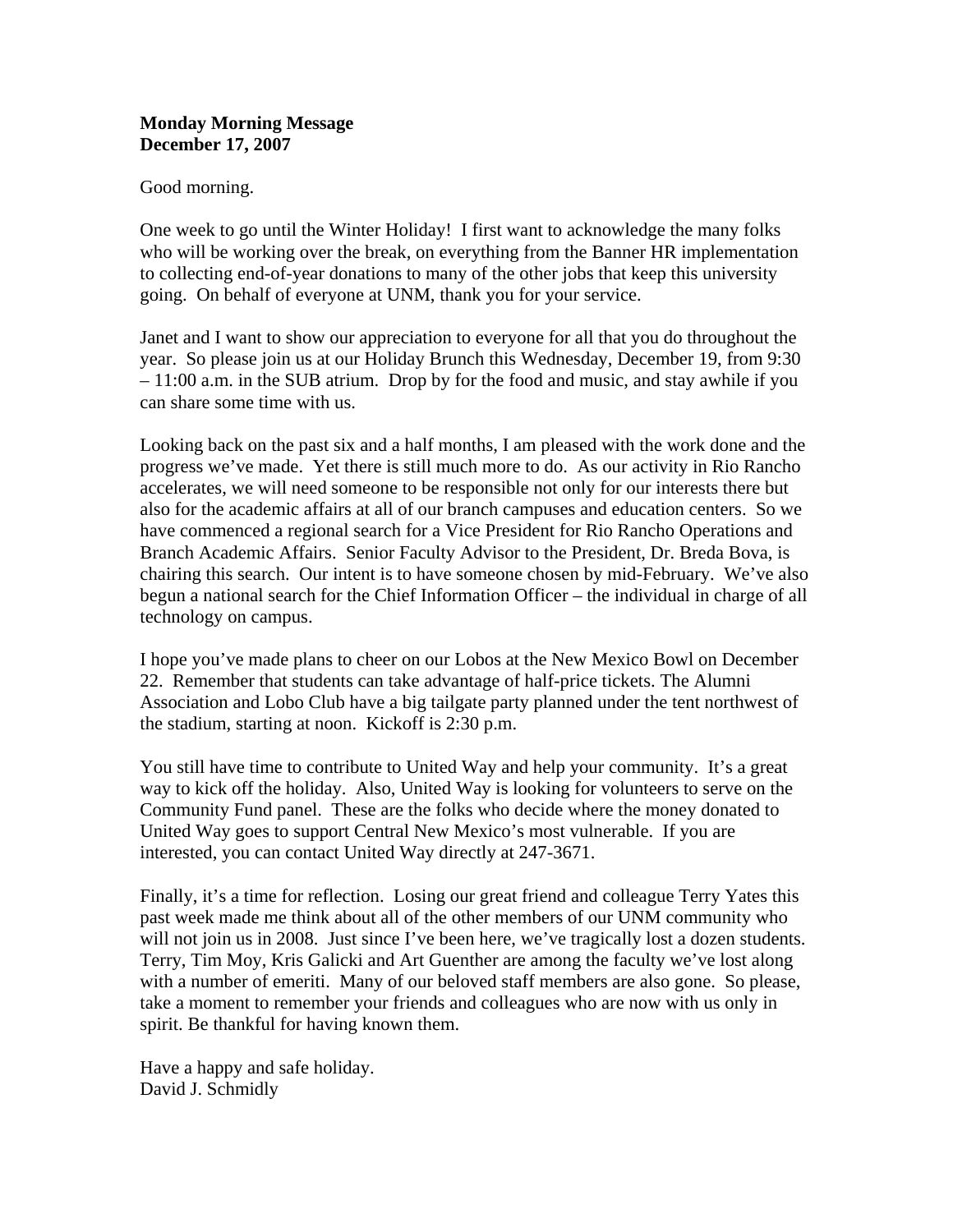**Monday Morning Message**
**December 17, 2007**

Good morning.

One week to go until the Winter Holiday! I first want to acknowledge the many folks who will be working over the break, on everything from the Banner HR implementation to collecting end-of-year donations to many of the other jobs that keep this university going. On behalf of everyone at UNM, thank you for your service.

Janet and I want to show our appreciation to everyone for all that you do throughout the year. So please join us at our Holiday Brunch this Wednesday, December 19, from 9:30 – 11:00 a.m. in the SUB atrium. Drop by for the food and music, and stay awhile if you can share some time with us.

Looking back on the past six and a half months, I am pleased with the work done and the progress we've made. Yet there is still much more to do. As our activity in Rio Rancho accelerates, we will need someone to be responsible not only for our interests there but also for the academic affairs at all of our branch campuses and education centers. So we have commenced a regional search for a Vice President for Rio Rancho Operations and Branch Academic Affairs. Senior Faculty Advisor to the President, Dr. Breda Bova, is chairing this search. Our intent is to have someone chosen by mid-February. We've also begun a national search for the Chief Information Officer – the individual in charge of all technology on campus.

I hope you've made plans to cheer on our Lobos at the New Mexico Bowl on December 22. Remember that students can take advantage of half-price tickets. The Alumni Association and Lobo Club have a big tailgate party planned under the tent northwest of the stadium, starting at noon. Kickoff is 2:30 p.m.

You still have time to contribute to United Way and help your community. It's a great way to kick off the holiday. Also, United Way is looking for volunteers to serve on the Community Fund panel. These are the folks who decide where the money donated to United Way goes to support Central New Mexico's most vulnerable. If you are interested, you can contact United Way directly at 247-3671.

Finally, it's a time for reflection. Losing our great friend and colleague Terry Yates this past week made me think about all of the other members of our UNM community who will not join us in 2008. Just since I've been here, we've tragically lost a dozen students. Terry, Tim Moy, Kris Galicki and Art Guenther are among the faculty we've lost along with a number of emeriti. Many of our beloved staff members are also gone. So please, take a moment to remember your friends and colleagues who are now with us only in spirit. Be thankful for having known them.

Have a happy and safe holiday.
David J. Schmidly